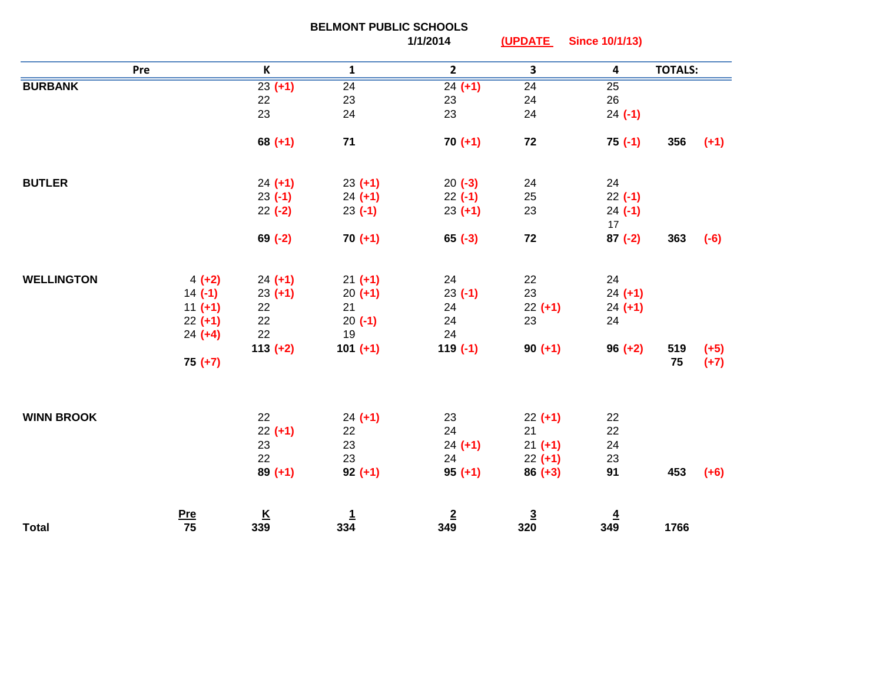# BELMONT PUBLIC SCHOOLS

**1/1/2014** **(UPDATE Since 10/1/13)**

| | Pre | K | 1 | 2 | 3 | 4 | TOTALS: | |
|---|---|---|---|---|---|---|---|---|
| **BURBANK** | | 23 (+1) | 24 | 24 (+1) | 24 | 25 | | |
| | | 22 | 23 | 23 | 24 | 26 | | |
| | | 23 | 24 | 23 | 24 | 24 (-1) | | |
| | | **68 (+1)** | **71** | **70 (+1)** | **72** | **75 (-1)** | **356** | **(+1)** |
| **BUTLER** | | 24 (+1) | 23 (+1) | 20 (-3) | 24 | 24 | | |
| | | 23 (-1) | 24 (+1) | 22 (-1) | 25 | 22 (-1) | | |
| | | 22 (-2) | 23 (-1) | 23 (+1) | 23 | 24 (-1) | | |
| | | | | | | 17 | | |
| | | **69 (-2)** | **70 (+1)** | **65 (-3)** | **72** | **87 (-2)** | **363** | **(-6)** |
| **WELLINGTON** | 4 (+2) | 24 (+1) | 21 (+1) | 24 | 22 | 24 | | |
| | 14 (-1) | 23 (+1) | 20 (+1) | 23 (-1) | 23 | 24 (+1) | | |
| | 11 (+1) | 22 | 21 | 24 | 22 (+1) | 24 (+1) | | |
| | 22 (+1) | 22 | 20 (-1) | 24 | 23 | 24 | | |
| | 24 (+4) | 22 | 19 | 24 | | | | |
| | | **113 (+2)** | **101 (+1)** | **119 (-1)** | **90 (+1)** | **96 (+2)** | **519** | **(+5)** |
| | **75 (+7)** | | | | | | **75** | **(+7)** |
| **WINN BROOK** | | 22 | 24 (+1) | 23 | 22 (+1) | 22 | | |
| | | 22 (+1) | 22 | 24 | 21 | 22 | | |
| | | 23 | 23 | 24 (+1) | 21 (+1) | 24 | | |
| | | 22 | 23 | 24 | 22 (+1) | 23 | | |
| | | **89 (+1)** | **92 (+1)** | **95 (+1)** | **86 (+3)** | **91** | **453** | **(+6)** |

| | Pre | K | 1 | 2 | 3 | 4 | |
|---|---|---|---|---|---|---|---|
| **Total** | **75** | **339** | **334** | **349** | **320** | **349** | **1766** |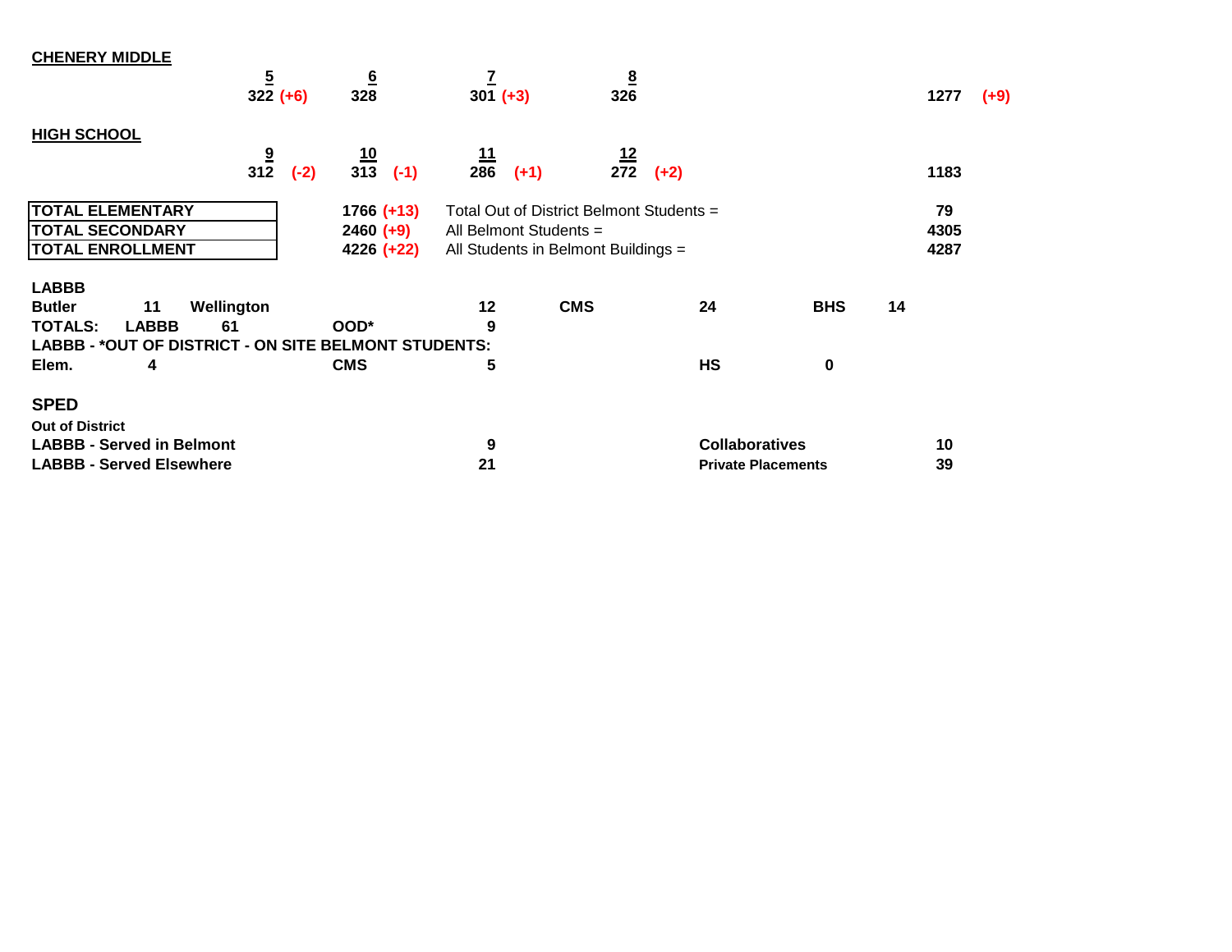**CHENERY MIDDLE**

| 5 | 6 | 7 | 8 | |
|---|---|---|---|---|
| 322 (+6) | 328 | 301 (+3) | 326 | 1277 (+9) |

**HIGH SCHOOL**

| 9 | 10 | 11 | 12 | |
|---|---|---|---|---|
| 312 (-2) | 313 (-1) | 286 (+1) | 272 (+2) | 1183 |

| | | | |
|---|---|---|---|
| **TOTAL ELEMENTARY** | **1766 (+13)** | Total Out of District Belmont Students = | **79** |
| **TOTAL SECONDARY** | **2460 (+9)** | All Belmont Students = | **4305** |
| **TOTAL ENROLLMENT** | **4226 (+22)** | All Students in Belmont Buildings = | **4287** |

**LABBB**

| | | | | | | | |
|---|---|---|---|---|---|---|---|
| **Butler** | **11** | **Wellington** | **12** | **CMS** | **24** | **BHS** | **14** |
| **TOTALS:** | **LABBB** | **61** | **OOD*** | **9** | | | |

**LABBB - *OUT OF DISTRICT - ON SITE BELMONT STUDENTS:**

| | | | | | |
|---|---|---|---|---|---|
| **Elem.** | **4** | **CMS** | **5** | **HS** | **0** |

## SPED

**Out of District**

| | | | |
|---|---|---|---|
| **LABBB - Served in Belmont** | **9** | **Collaboratives** | **10** |
| **LABBB - Served Elsewhere** | **21** | **Private Placements** | **39** |